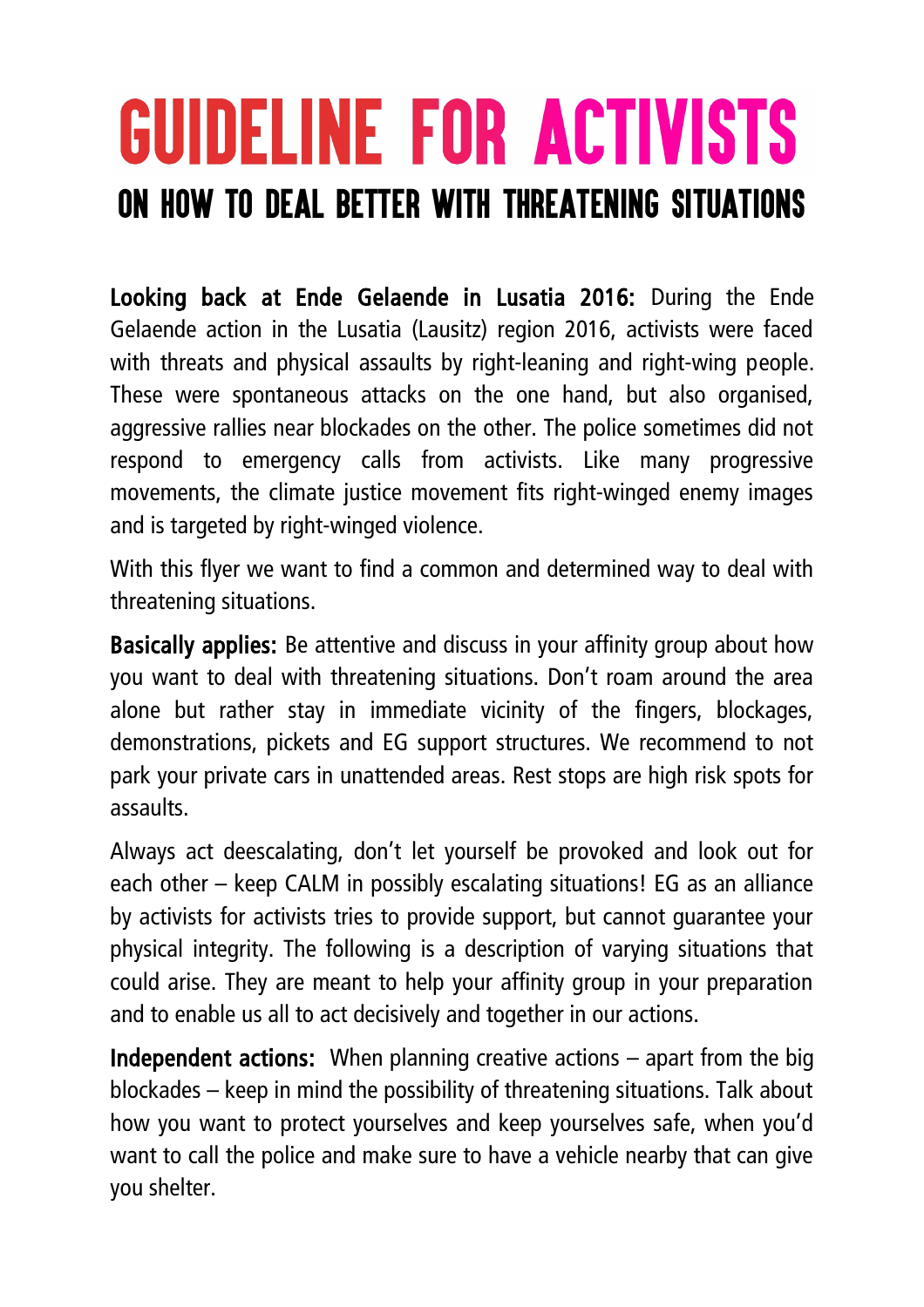# GUIDELINE FOR ACTIVISTS

## ON HOW TO DEAL BETTER WITH THREATENING SITUATIONS

**Looking back at Ende Gelaende in Lusatia 2016:** During the Ende Gelaende action in the Lusatia (Lausitz) region 2016, activists were faced with threats and physical assaults by right-leaning and right-wing people. These were spontaneous attacks on the one hand, but also organised, aggressive rallies near blockades on the other. The police sometimes did not respond to emergency calls from activists. Like many progressive movements, the climate justice movement fits right-winged enemy images and is targeted by right-winged violence.

With this flyer we want to find a common and determined way to deal with threatening situations.

**Basically applies:** Be attentive and discuss in your affinity group about how you want to deal with threatening situations. Don't roam around the area alone but rather stay in immediate vicinity of the fingers, blockages, demonstrations, pickets and EG support structures. We recommend to not park your private cars in unattended areas. Rest stops are high risk spots for assaults.

Always act deescalating, don't let yourself be provoked and look out for each other – keep CALM in possibly escalating situations! EG as an alliance by activists for activists tries to provide support, but cannot guarantee your physical integrity. The following is a description of varying situations that could arise. They are meant to help your affinity group in your preparation and to enable us all to act decisively and together in our actions.

**Independent actions:** When planning creative actions – apart from the big blockades – keep in mind the possibility of threatening situations. Talk about how you want to protect yourselves and keep yourselves safe, when you'd want to call the police and make sure to have a vehicle nearby that can give you shelter.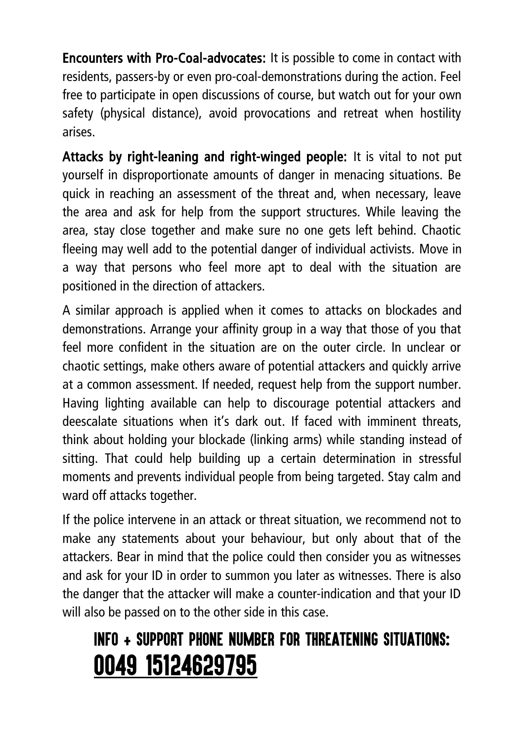**Encounters with Pro-Coal-advocates:** It is possible to come in contact with residents, passers-by or even pro-coal-demonstrations during the action. Feel free to participate in open discussions of course, but watch out for your own safety (physical distance), avoid provocations and retreat when hostility arises.

**Attacks by right-leaning and right-winged people:** It is vital to not put yourself in disproportionate amounts of danger in menacing situations. Be quick in reaching an assessment of the threat and, when necessary, leave the area and ask for help from the support structures. While leaving the area, stay close together and make sure no one gets left behind. Chaotic fleeing may well add to the potential danger of individual activists. Move in a way that persons who feel more apt to deal with the situation are positioned in the direction of attackers.

A similar approach is applied when it comes to attacks on blockades and demonstrations. Arrange your affinity group in a way that those of you that feel more confident in the situation are on the outer circle. In unclear or chaotic settings, make others aware of potential attackers and quickly arrive at a common assessment. If needed, request help from the support number. Having lighting available can help to discourage potential attackers and deescalate situations when it's dark out. If faced with imminent threats, think about holding your blockade (linking arms) while standing instead of sitting. That could help building up a certain determination in stressful moments and prevents individual people from being targeted. Stay calm and ward off attacks together.

If the police intervene in an attack or threat situation, we recommend not to make any statements about your behaviour, but only about that of the attackers. Bear in mind that the police could then consider you as witnesses and ask for your ID in order to summon you later as witnesses. There is also the danger that the attacker will make a counter-indication and that your ID will also be passed on to the other side in this case.

## INFO + SUPPORT PHONE NUMBER FOR THREATENING SITUATIONS:

## 0049 15124629795